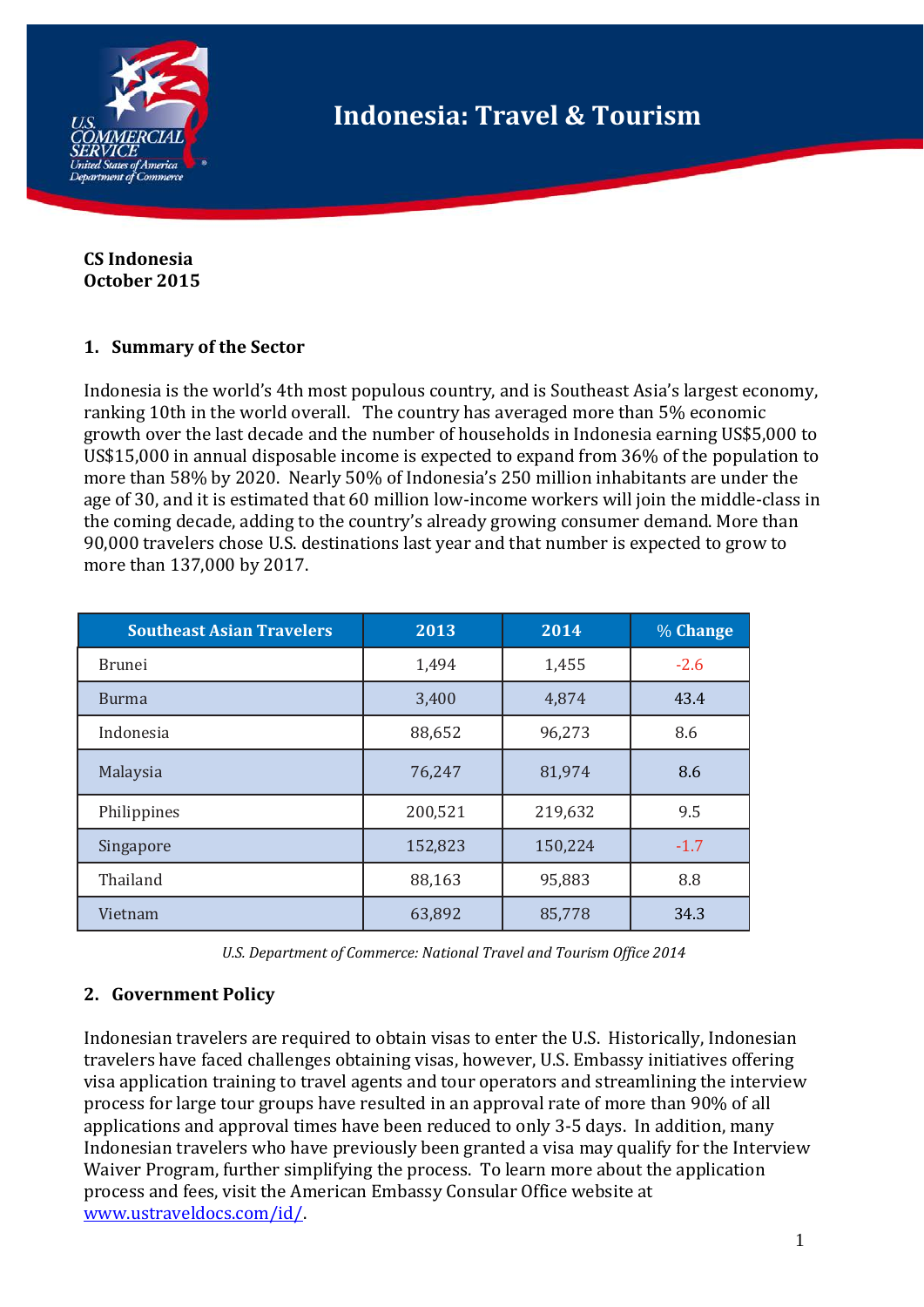# Indonesia: Travel & Tourism

**CS Indonesia**
**October 2015**

## 1. Summary of the Sector

Indonesia is the world's 4th most populous country, and is Southeast Asia's largest economy, ranking 10th in the world overall. The country has averaged more than 5% economic growth over the last decade and the number of households in Indonesia earning US$5,000 to US$15,000 in annual disposable income is expected to expand from 36% of the population to more than 58% by 2020. Nearly 50% of Indonesia's 250 million inhabitants are under the age of 30, and it is estimated that 60 million low-income workers will join the middle-class in the coming decade, adding to the country's already growing consumer demand. More than 90,000 travelers chose U.S. destinations last year and that number is expected to grow to more than 137,000 by 2017.

| Southeast Asian Travelers | 2013 | 2014 | % Change |
|---|---|---|---|
| Brunei | 1,494 | 1,455 | -2.6 |
| Burma | 3,400 | 4,874 | 43.4 |
| Indonesia | 88,652 | 96,273 | 8.6 |
| Malaysia | 76,247 | 81,974 | 8.6 |
| Philippines | 200,521 | 219,632 | 9.5 |
| Singapore | 152,823 | 150,224 | -1.7 |
| Thailand | 88,163 | 95,883 | 8.8 |
| Vietnam | 63,892 | 85,778 | 34.3 |

*U.S. Department of Commerce: National Travel and Tourism Office 2014*

## 2. Government Policy

Indonesian travelers are required to obtain visas to enter the U.S. Historically, Indonesian travelers have faced challenges obtaining visas, however, U.S. Embassy initiatives offering visa application training to travel agents and tour operators and streamlining the interview process for large tour groups have resulted in an approval rate of more than 90% of all applications and approval times have been reduced to only 3-5 days. In addition, many Indonesian travelers who have previously been granted a visa may qualify for the Interview Waiver Program, further simplifying the process. To learn more about the application process and fees, visit the American Embassy Consular Office website at [www.ustraveldocs.com/id/](www.ustraveldocs.com/id/).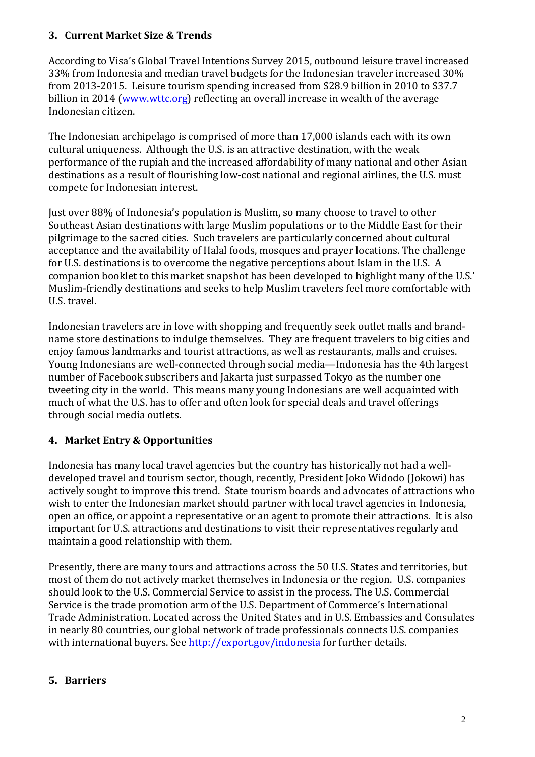## 3. Current Market Size & Trends

According to Visa's Global Travel Intentions Survey 2015, outbound leisure travel increased 33% from Indonesia and median travel budgets for the Indonesian traveler increased 30% from 2013-2015. Leisure tourism spending increased from $28.9 billion in 2010 to $37.7 billion in 2014 ([www.wttc.org](www.wttc.org)) reflecting an overall increase in wealth of the average Indonesian citizen.

The Indonesian archipelago is comprised of more than 17,000 islands each with its own cultural uniqueness. Although the U.S. is an attractive destination, with the weak performance of the rupiah and the increased affordability of many national and other Asian destinations as a result of flourishing low-cost national and regional airlines, the U.S. must compete for Indonesian interest.

Just over 88% of Indonesia's population is Muslim, so many choose to travel to other Southeast Asian destinations with large Muslim populations or to the Middle East for their pilgrimage to the sacred cities. Such travelers are particularly concerned about cultural acceptance and the availability of Halal foods, mosques and prayer locations. The challenge for U.S. destinations is to overcome the negative perceptions about Islam in the U.S. A companion booklet to this market snapshot has been developed to highlight many of the U.S.' Muslim-friendly destinations and seeks to help Muslim travelers feel more comfortable with U.S. travel.

Indonesian travelers are in love with shopping and frequently seek outlet malls and brand-name store destinations to indulge themselves. They are frequent travelers to big cities and enjoy famous landmarks and tourist attractions, as well as restaurants, malls and cruises. Young Indonesians are well-connected through social media—Indonesia has the 4th largest number of Facebook subscribers and Jakarta just surpassed Tokyo as the number one tweeting city in the world. This means many young Indonesians are well acquainted with much of what the U.S. has to offer and often look for special deals and travel offerings through social media outlets.

## 4. Market Entry & Opportunities

Indonesia has many local travel agencies but the country has historically not had a well-developed travel and tourism sector, though, recently, President Joko Widodo (Jokowi) has actively sought to improve this trend. State tourism boards and advocates of attractions who wish to enter the Indonesian market should partner with local travel agencies in Indonesia, open an office, or appoint a representative or an agent to promote their attractions. It is also important for U.S. attractions and destinations to visit their representatives regularly and maintain a good relationship with them.

Presently, there are many tours and attractions across the 50 U.S. States and territories, but most of them do not actively market themselves in Indonesia or the region. U.S. companies should look to the U.S. Commercial Service to assist in the process. The U.S. Commercial Service is the trade promotion arm of the U.S. Department of Commerce's International Trade Administration. Located across the United States and in U.S. Embassies and Consulates in nearly 80 countries, our global network of trade professionals connects U.S. companies with international buyers. See [http://export.gov/indonesia](http://export.gov/indonesia) for further details.

## 5. Barriers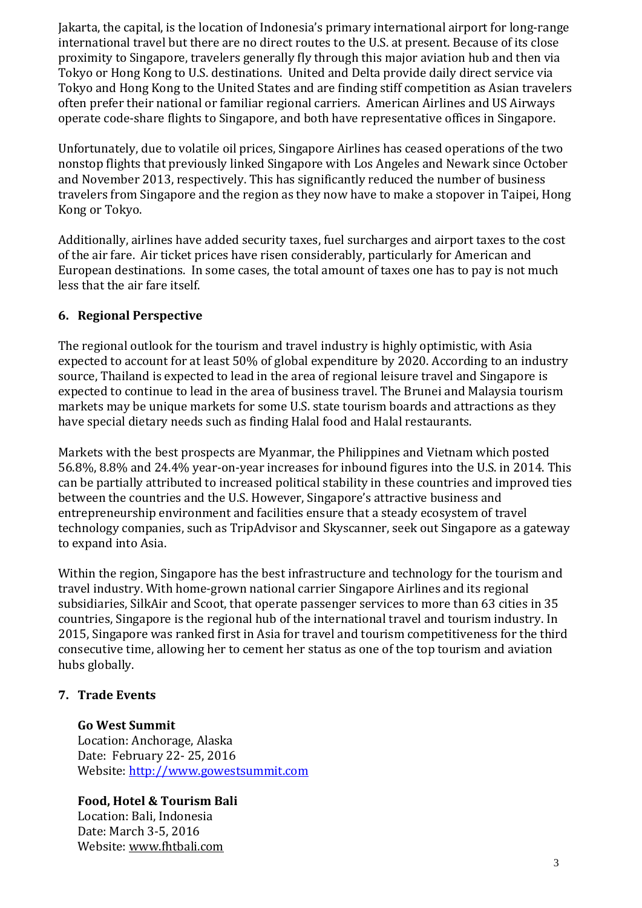Jakarta, the capital, is the location of Indonesia's primary international airport for long-range international travel but there are no direct routes to the U.S. at present. Because of its close proximity to Singapore, travelers generally fly through this major aviation hub and then via Tokyo or Hong Kong to U.S. destinations. United and Delta provide daily direct service via Tokyo and Hong Kong to the United States and are finding stiff competition as Asian travelers often prefer their national or familiar regional carriers. American Airlines and US Airways operate code-share flights to Singapore, and both have representative offices in Singapore.

Unfortunately, due to volatile oil prices, Singapore Airlines has ceased operations of the two nonstop flights that previously linked Singapore with Los Angeles and Newark since October and November 2013, respectively. This has significantly reduced the number of business travelers from Singapore and the region as they now have to make a stopover in Taipei, Hong Kong or Tokyo.

Additionally, airlines have added security taxes, fuel surcharges and airport taxes to the cost of the air fare. Air ticket prices have risen considerably, particularly for American and European destinations. In some cases, the total amount of taxes one has to pay is not much less that the air fare itself.

## 6. Regional Perspective

The regional outlook for the tourism and travel industry is highly optimistic, with Asia expected to account for at least 50% of global expenditure by 2020. According to an industry source, Thailand is expected to lead in the area of regional leisure travel and Singapore is expected to continue to lead in the area of business travel. The Brunei and Malaysia tourism markets may be unique markets for some U.S. state tourism boards and attractions as they have special dietary needs such as finding Halal food and Halal restaurants.

Markets with the best prospects are Myanmar, the Philippines and Vietnam which posted 56.8%, 8.8% and 24.4% year-on-year increases for inbound figures into the U.S. in 2014. This can be partially attributed to increased political stability in these countries and improved ties between the countries and the U.S. However, Singapore's attractive business and entrepreneurship environment and facilities ensure that a steady ecosystem of travel technology companies, such as TripAdvisor and Skyscanner, seek out Singapore as a gateway to expand into Asia.

Within the region, Singapore has the best infrastructure and technology for the tourism and travel industry. With home-grown national carrier Singapore Airlines and its regional subsidiaries, SilkAir and Scoot, that operate passenger services to more than 63 cities in 35 countries, Singapore is the regional hub of the international travel and tourism industry. In 2015, Singapore was ranked first in Asia for travel and tourism competitiveness for the third consecutive time, allowing her to cement her status as one of the top tourism and aviation hubs globally.

## 7. Trade Events

**Go West Summit**
Location: Anchorage, Alaska
Date: February 22- 25, 2016
Website: http://www.gowestsummit.com

**Food, Hotel & Tourism Bali**
Location: Bali, Indonesia
Date: March 3-5, 2016
Website: www.fhtbali.com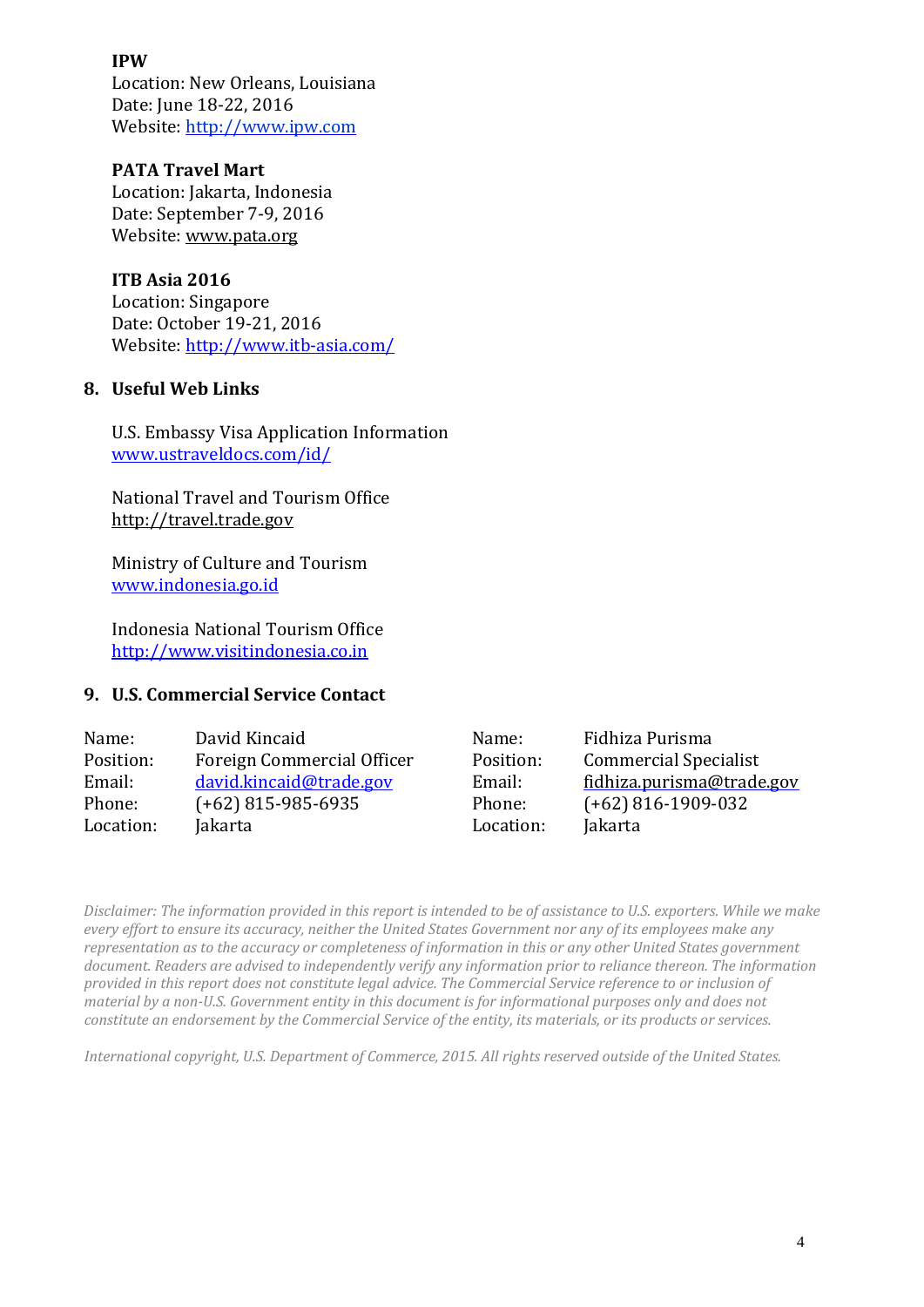**IPW**
Location: New Orleans, Louisiana
Date: June 18-22, 2016
Website: http://www.ipw.com

**PATA Travel Mart**
Location: Jakarta, Indonesia
Date: September 7-9, 2016
Website: www.pata.org

**ITB Asia 2016**
Location: Singapore
Date: October 19-21, 2016
Website: http://www.itb-asia.com/

## 8. Useful Web Links

U.S. Embassy Visa Application Information
www.ustraveldocs.com/id/

National Travel and Tourism Office
http://travel.trade.gov

Ministry of Culture and Tourism
www.indonesia.go.id

Indonesia National Tourism Office
http://www.visitindonesia.co.in

## 9. U.S. Commercial Service Contact

| | | | |
|---|---|---|---|
| Name: | David Kincaid | Name: | Fidhiza Purisma |
| Position: | Foreign Commercial Officer | Position: | Commercial Specialist |
| Email: | david.kincaid@trade.gov | Email: | fidhiza.purisma@trade.gov |
| Phone: | (+62) 815-985-6935 | Phone: | (+62) 816-1909-032 |
| Location: | Jakarta | Location: | Jakarta |

*Disclaimer: The information provided in this report is intended to be of assistance to U.S. exporters. While we make every effort to ensure its accuracy, neither the United States Government nor any of its employees make any representation as to the accuracy or completeness of information in this or any other United States government document. Readers are advised to independently verify any information prior to reliance thereon. The information provided in this report does not constitute legal advice. The Commercial Service reference to or inclusion of material by a non-U.S. Government entity in this document is for informational purposes only and does not constitute an endorsement by the Commercial Service of the entity, its materials, or its products or services.*

*International copyright, U.S. Department of Commerce, 2015. All rights reserved outside of the United States.*